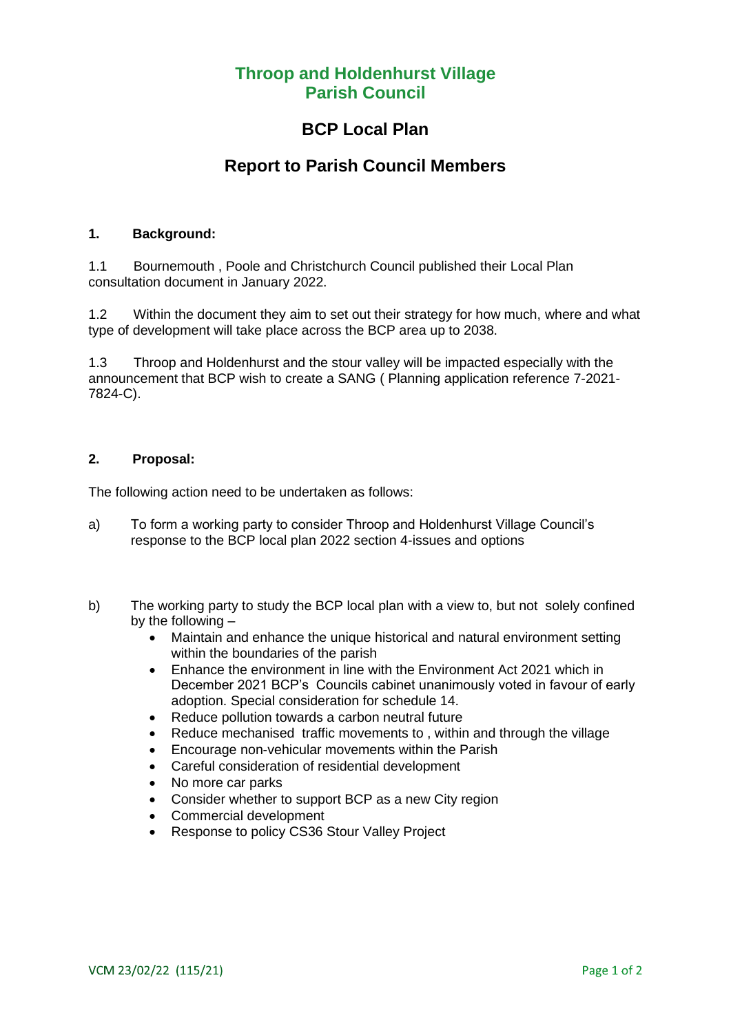# Throop and Holdenhurst Village Parish Council

## BCP Local Plan

## Report to Parish Council Members

### 1. Background:

1.1 Bournemouth , Poole and Christchurch Council published their Local Plan consultation document in January 2022.

1.2 Within the document they aim to set out their strategy for how much, where and what type of development will take place across the BCP area up to 2038.

1.3 Throop and Holdenhurst and the stour valley will be impacted especially with the announcement that BCP wish to create a SANG ( Planning application reference 7-2021-7824-C).

### 2. Proposal:

The following action need to be undertaken as follows:

a) To form a working party to consider Throop and Holdenhurst Village Council's response to the BCP local plan 2022 section 4-issues and options

b) The working party to study the BCP local plan with a view to, but not solely confined by the following –

- Maintain and enhance the unique historical and natural environment setting within the boundaries of the parish
- Enhance the environment in line with the Environment Act 2021 which in December 2021 BCP's Councils cabinet unanimously voted in favour of early adoption. Special consideration for schedule 14.
- Reduce pollution towards a carbon neutral future
- Reduce mechanised traffic movements to , within and through the village
- Encourage non-vehicular movements within the Parish
- Careful consideration of residential development
- No more car parks
- Consider whether to support BCP as a new City region
- Commercial development
- Response to policy CS36 Stour Valley Project

VCM 23/02/22 (115/21)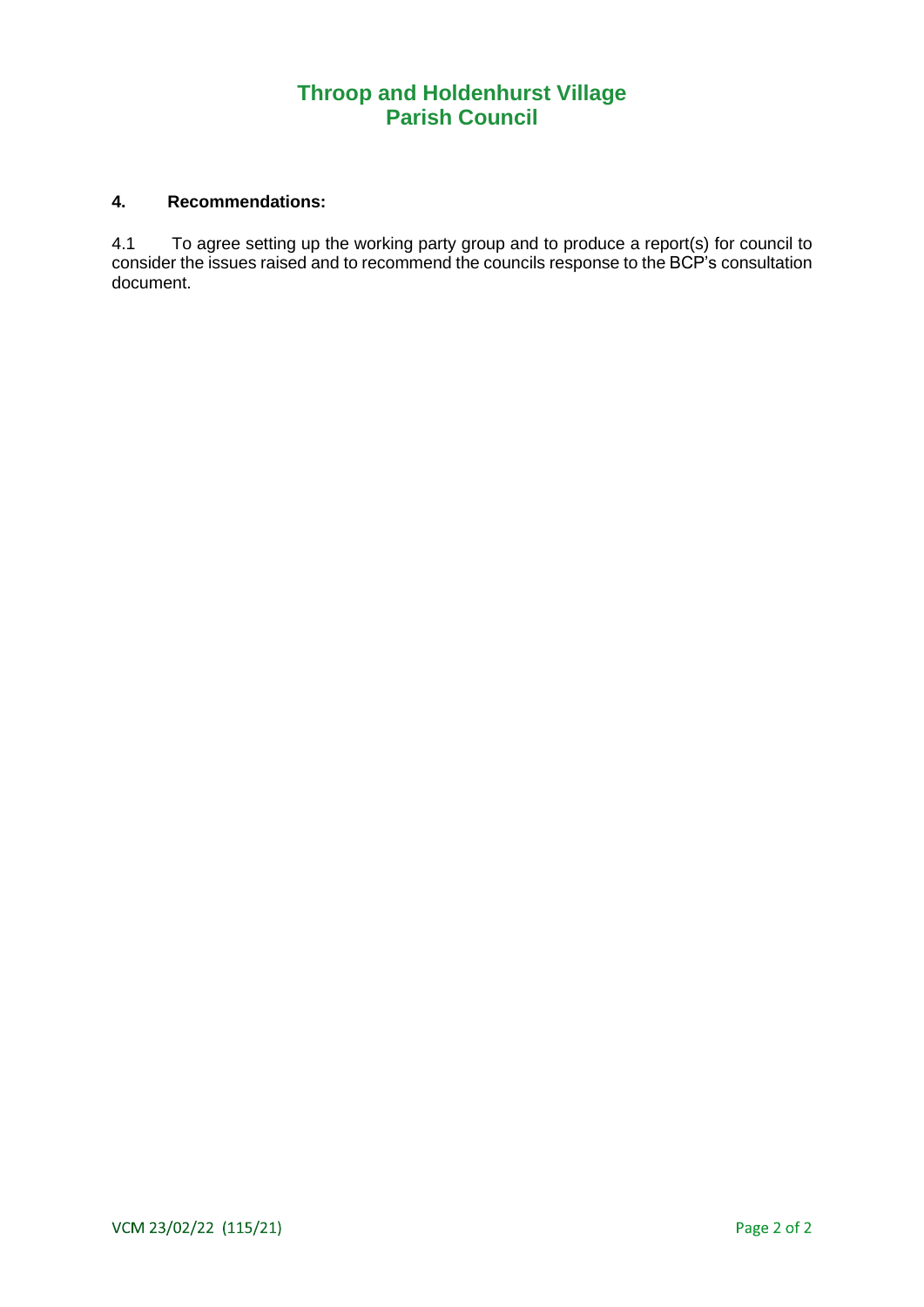# Throop and Holdenhurst Village Parish Council

## 4. Recommendations:

4.1 To agree setting up the working party group and to produce a report(s) for council to consider the issues raised and to recommend the councils response to the BCP's consultation document.